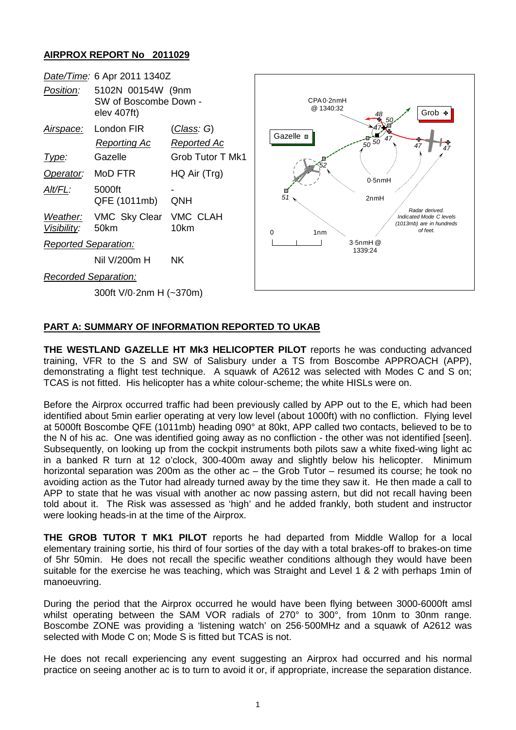## AIRPROX REPORT No 2011029

| | | |
|---|---|---|
| *Date/Time:* | 6 Apr 2011 1340Z | |
| *Position:* | 5102N 00154W (9nm SW of Boscombe Down - elev 407ft) | |
| *Airspace:* | London FIR | (*Class*: G) |
| | *Reporting Ac* | *Reported Ac* |
| *Type:* | Gazelle | Grob Tutor T Mk1 |
| *Operator:* | MoD FTR | HQ Air (Trg) |
| *Alt/FL:* | 5000ft QFE (1011mb) | - QNH |
| *Weather:* | VMC Sky Clear | VMC CLAH |
| *Visibility:* | 50km | 10km |
| *Reported Separation:* | | |
| | Nil V/200m H | NK |
| *Recorded Separation:* | | |
| | 300ft V/0·2nm H (~370m) | |

CPA 0·2nmH @ 1340:32

Radar derived. Indicated Mode C levels (1013mb) are in hundreds of feet.

### PART A: SUMMARY OF INFORMATION REPORTED TO UKAB

**THE WESTLAND GAZELLE HT Mk3 HELICOPTER PILOT** reports he was conducting advanced training, VFR to the S and SW of Salisbury under a TS from Boscombe APPROACH (APP), demonstrating a flight test technique. A squawk of A2612 was selected with Modes C and S on; TCAS is not fitted. His helicopter has a white colour-scheme; the white HISLs were on.

Before the Airprox occurred traffic had been previously called by APP out to the E, which had been identified about 5min earlier operating at very low level (about 1000ft) with no confliction. Flying level at 5000ft Boscombe QFE (1011mb) heading 090° at 80kt, APP called two contacts, believed to be to the N of his ac. One was identified going away as no confliction - the other was not identified [seen]. Subsequently, on looking up from the cockpit instruments both pilots saw a white fixed-wing light ac in a banked R turn at 12 o'clock, 300-400m away and slightly below his helicopter. Minimum horizontal separation was 200m as the other ac – the Grob Tutor – resumed its course; he took no avoiding action as the Tutor had already turned away by the time they saw it. He then made a call to APP to state that he was visual with another ac now passing astern, but did not recall having been told about it. The Risk was assessed as 'high' and he added frankly, both student and instructor were looking heads-in at the time of the Airprox.

**THE GROB TUTOR T MK1 PILOT** reports he had departed from Middle Wallop for a local elementary training sortie, his third of four sorties of the day with a total brakes-off to brakes-on time of 5hr 50min. He does not recall the specific weather conditions although they would have been suitable for the exercise he was teaching, which was Straight and Level 1 & 2 with perhaps 1min of manoeuvring.

During the period that the Airprox occurred he would have been flying between 3000-6000ft amsl whilst operating between the SAM VOR radials of 270° to 300°, from 10nm to 30nm range. Boscombe ZONE was providing a 'listening watch' on 256·500MHz and a squawk of A2612 was selected with Mode C on; Mode S is fitted but TCAS is not.

He does not recall experiencing any event suggesting an Airprox had occurred and his normal practice on seeing another ac is to turn to avoid it or, if appropriate, increase the separation distance.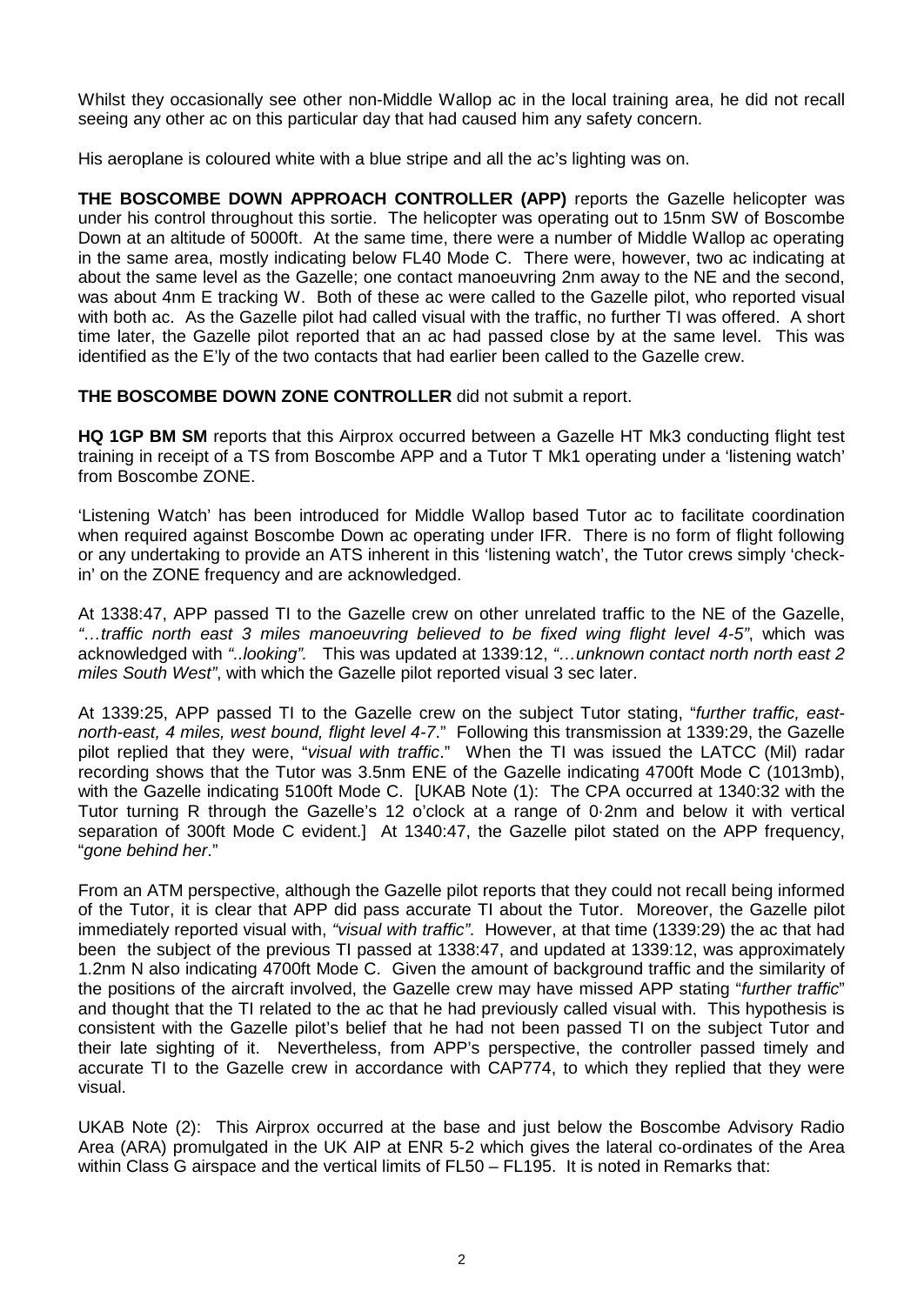Whilst they occasionally see other non-Middle Wallop ac in the local training area, he did not recall seeing any other ac on this particular day that had caused him any safety concern.

His aeroplane is coloured white with a blue stripe and all the ac's lighting was on.

**THE BOSCOMBE DOWN APPROACH CONTROLLER (APP)** reports the Gazelle helicopter was under his control throughout this sortie. The helicopter was operating out to 15nm SW of Boscombe Down at an altitude of 5000ft. At the same time, there were a number of Middle Wallop ac operating in the same area, mostly indicating below FL40 Mode C. There were, however, two ac indicating at about the same level as the Gazelle; one contact manoeuvring 2nm away to the NE and the second, was about 4nm E tracking W. Both of these ac were called to the Gazelle pilot, who reported visual with both ac. As the Gazelle pilot had called visual with the traffic, no further TI was offered. A short time later, the Gazelle pilot reported that an ac had passed close by at the same level. This was identified as the E'ly of the two contacts that had earlier been called to the Gazelle crew.

**THE BOSCOMBE DOWN ZONE CONTROLLER** did not submit a report.

**HQ 1GP BM SM** reports that this Airprox occurred between a Gazelle HT Mk3 conducting flight test training in receipt of a TS from Boscombe APP and a Tutor T Mk1 operating under a 'listening watch' from Boscombe ZONE.

'Listening Watch' has been introduced for Middle Wallop based Tutor ac to facilitate coordination when required against Boscombe Down ac operating under IFR. There is no form of flight following or any undertaking to provide an ATS inherent in this 'listening watch', the Tutor crews simply 'check-in' on the ZONE frequency and are acknowledged.

At 1338:47, APP passed TI to the Gazelle crew on other unrelated traffic to the NE of the Gazelle, *"…traffic north east 3 miles manoeuvring believed to be fixed wing flight level 4-5"*, which was acknowledged with *"..looking"*. This was updated at 1339:12, *"…unknown contact north north east 2 miles South West"*, with which the Gazelle pilot reported visual 3 sec later.

At 1339:25, APP passed TI to the Gazelle crew on the subject Tutor stating, "*further traffic, east-north-east, 4 miles, west bound, flight level 4-7*." Following this transmission at 1339:29, the Gazelle pilot replied that they were, "*visual with traffic*." When the TI was issued the LATCC (Mil) radar recording shows that the Tutor was 3.5nm ENE of the Gazelle indicating 4700ft Mode C (1013mb), with the Gazelle indicating 5100ft Mode C. [UKAB Note (1): The CPA occurred at 1340:32 with the Tutor turning R through the Gazelle's 12 o'clock at a range of 0·2nm and below it with vertical separation of 300ft Mode C evident.] At 1340:47, the Gazelle pilot stated on the APP frequency, "*gone behind her*."

From an ATM perspective, although the Gazelle pilot reports that they could not recall being informed of the Tutor, it is clear that APP did pass accurate TI about the Tutor. Moreover, the Gazelle pilot immediately reported visual with, *"visual with traffic"*. However, at that time (1339:29) the ac that had been the subject of the previous TI passed at 1338:47, and updated at 1339:12, was approximately 1.2nm N also indicating 4700ft Mode C. Given the amount of background traffic and the similarity of the positions of the aircraft involved, the Gazelle crew may have missed APP stating "*further traffic*" and thought that the TI related to the ac that he had previously called visual with. This hypothesis is consistent with the Gazelle pilot's belief that he had not been passed TI on the subject Tutor and their late sighting of it. Nevertheless, from APP's perspective, the controller passed timely and accurate TI to the Gazelle crew in accordance with CAP774, to which they replied that they were visual.

UKAB Note (2): This Airprox occurred at the base and just below the Boscombe Advisory Radio Area (ARA) promulgated in the UK AIP at ENR 5-2 which gives the lateral co-ordinates of the Area within Class G airspace and the vertical limits of FL50 – FL195. It is noted in Remarks that: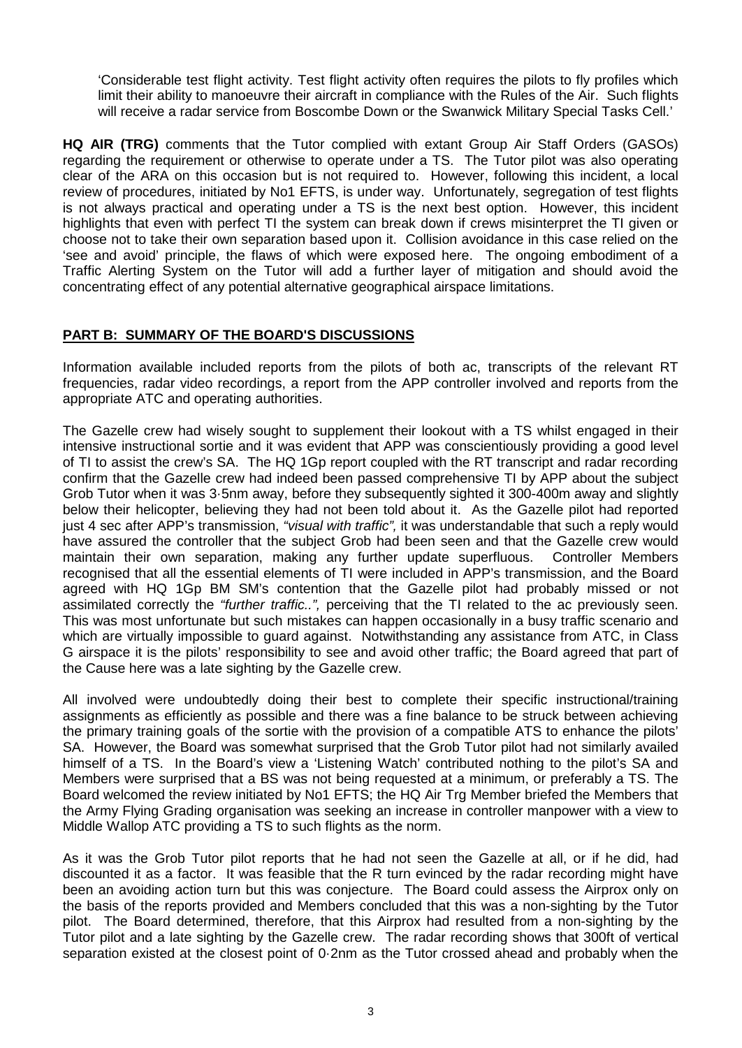'Considerable test flight activity. Test flight activity often requires the pilots to fly profiles which limit their ability to manoeuvre their aircraft in compliance with the Rules of the Air. Such flights will receive a radar service from Boscombe Down or the Swanwick Military Special Tasks Cell.'

**HQ AIR (TRG)** comments that the Tutor complied with extant Group Air Staff Orders (GASOs) regarding the requirement or otherwise to operate under a TS. The Tutor pilot was also operating clear of the ARA on this occasion but is not required to. However, following this incident, a local review of procedures, initiated by No1 EFTS, is under way. Unfortunately, segregation of test flights is not always practical and operating under a TS is the next best option. However, this incident highlights that even with perfect TI the system can break down if crews misinterpret the TI given or choose not to take their own separation based upon it. Collision avoidance in this case relied on the 'see and avoid' principle, the flaws of which were exposed here. The ongoing embodiment of a Traffic Alerting System on the Tutor will add a further layer of mitigation and should avoid the concentrating effect of any potential alternative geographical airspace limitations.

## PART B: SUMMARY OF THE BOARD'S DISCUSSIONS

Information available included reports from the pilots of both ac, transcripts of the relevant RT frequencies, radar video recordings, a report from the APP controller involved and reports from the appropriate ATC and operating authorities.

The Gazelle crew had wisely sought to supplement their lookout with a TS whilst engaged in their intensive instructional sortie and it was evident that APP was conscientiously providing a good level of TI to assist the crew's SA. The HQ 1Gp report coupled with the RT transcript and radar recording confirm that the Gazelle crew had indeed been passed comprehensive TI by APP about the subject Grob Tutor when it was 3·5nm away, before they subsequently sighted it 300-400m away and slightly below their helicopter, believing they had not been told about it. As the Gazelle pilot had reported just 4 sec after APP's transmission, *"visual with traffic",* it was understandable that such a reply would have assured the controller that the subject Grob had been seen and that the Gazelle crew would maintain their own separation, making any further update superfluous. Controller Members recognised that all the essential elements of TI were included in APP's transmission, and the Board agreed with HQ 1Gp BM SM's contention that the Gazelle pilot had probably missed or not assimilated correctly the *"further traffic..",* perceiving that the TI related to the ac previously seen. This was most unfortunate but such mistakes can happen occasionally in a busy traffic scenario and which are virtually impossible to guard against. Notwithstanding any assistance from ATC, in Class G airspace it is the pilots' responsibility to see and avoid other traffic; the Board agreed that part of the Cause here was a late sighting by the Gazelle crew.

All involved were undoubtedly doing their best to complete their specific instructional/training assignments as efficiently as possible and there was a fine balance to be struck between achieving the primary training goals of the sortie with the provision of a compatible ATS to enhance the pilots' SA. However, the Board was somewhat surprised that the Grob Tutor pilot had not similarly availed himself of a TS. In the Board's view a 'Listening Watch' contributed nothing to the pilot's SA and Members were surprised that a BS was not being requested at a minimum, or preferably a TS. The Board welcomed the review initiated by No1 EFTS; the HQ Air Trg Member briefed the Members that the Army Flying Grading organisation was seeking an increase in controller manpower with a view to Middle Wallop ATC providing a TS to such flights as the norm.

As it was the Grob Tutor pilot reports that he had not seen the Gazelle at all, or if he did, had discounted it as a factor. It was feasible that the R turn evinced by the radar recording might have been an avoiding action turn but this was conjecture. The Board could assess the Airprox only on the basis of the reports provided and Members concluded that this was a non-sighting by the Tutor pilot. The Board determined, therefore, that this Airprox had resulted from a non-sighting by the Tutor pilot and a late sighting by the Gazelle crew. The radar recording shows that 300ft of vertical separation existed at the closest point of 0·2nm as the Tutor crossed ahead and probably when the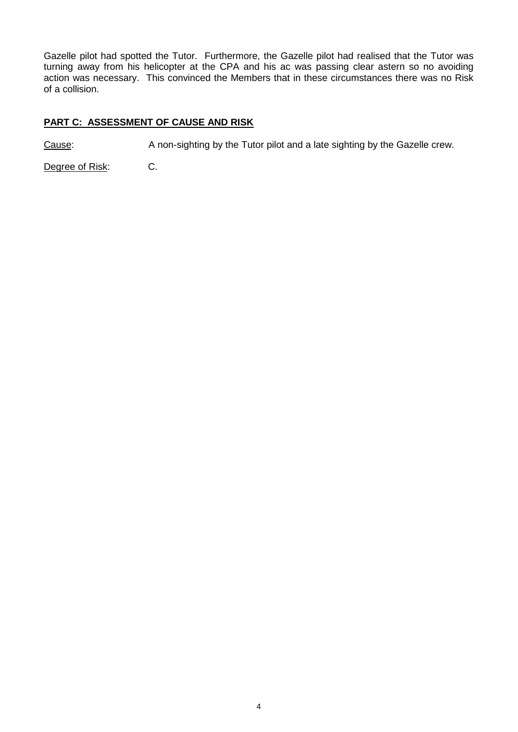Gazelle pilot had spotted the Tutor. Furthermore, the Gazelle pilot had realised that the Tutor was turning away from his helicopter at the CPA and his ac was passing clear astern so no avoiding action was necessary. This convinced the Members that in these circumstances there was no Risk of a collision.

## PART C: ASSESSMENT OF CAUSE AND RISK

Cause: A non-sighting by the Tutor pilot and a late sighting by the Gazelle crew.

Degree of Risk: C.